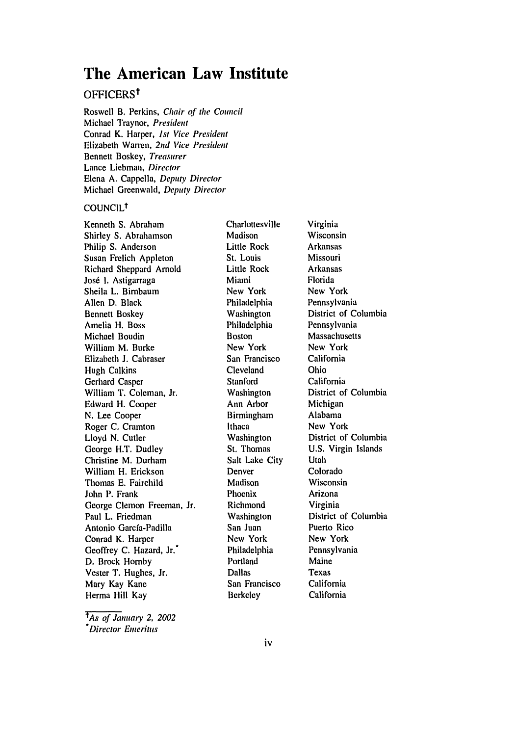# The American Law Institute

## OFFICERS†

Roswell B. Perkins, *Chair of the Council*
Michael Traynor, *President*
Conrad K. Harper, *1st Vice President*
Elizabeth Warren, *2nd Vice President*
Bennett Boskey, *Treasurer*
Lance Liebman, *Director*
Elena A. Cappella, *Deputy Director*
Michael Greenwald, *Deputy Director*

## COUNCIL†

| | | |
|---|---|---|
| Kenneth S. Abraham | Charlottesville | Virginia |
| Shirley S. Abrahamson | Madison | Wisconsin |
| Philip S. Anderson | Little Rock | Arkansas |
| Susan Frelich Appleton | St. Louis | Missouri |
| Richard Sheppard Arnold | Little Rock | Arkansas |
| José I. Astigarraga | Miami | Florida |
| Sheila L. Birnbaum | New York | New York |
| Allen D. Black | Philadelphia | Pennsylvania |
| Bennett Boskey | Washington | District of Columbia |
| Amelia H. Boss | Philadelphia | Pennsylvania |
| Michael Boudin | Boston | Massachusetts |
| William M. Burke | New York | New York |
| Elizabeth J. Cabraser | San Francisco | California |
| Hugh Calkins | Cleveland | Ohio |
| Gerhard Casper | Stanford | California |
| William T. Coleman, Jr. | Washington | District of Columbia |
| Edward H. Cooper | Ann Arbor | Michigan |
| N. Lee Cooper | Birmingham | Alabama |
| Roger C. Cramton | Ithaca | New York |
| Lloyd N. Cutler | Washington | District of Columbia |
| George H.T. Dudley | St. Thomas | U.S. Virgin Islands |
| Christine M. Durham | Salt Lake City | Utah |
| William H. Erickson | Denver | Colorado |
| Thomas E. Fairchild | Madison | Wisconsin |
| John P. Frank | Phoenix | Arizona |
| George Clemon Freeman, Jr. | Richmond | Virginia |
| Paul L. Friedman | Washington | District of Columbia |
| Antonio García-Padilla | San Juan | Puerto Rico |
| Conrad K. Harper | New York | New York |
| Geoffrey C. Hazard, Jr.* | Philadelphia | Pennsylvania |
| D. Brock Hornby | Portland | Maine |
| Vester T. Hughes, Jr. | Dallas | Texas |
| Mary Kay Kane | San Francisco | California |
| Herma Hill Kay | Berkeley | California |

†*As of January 2, 2002*
**Director Emeritus*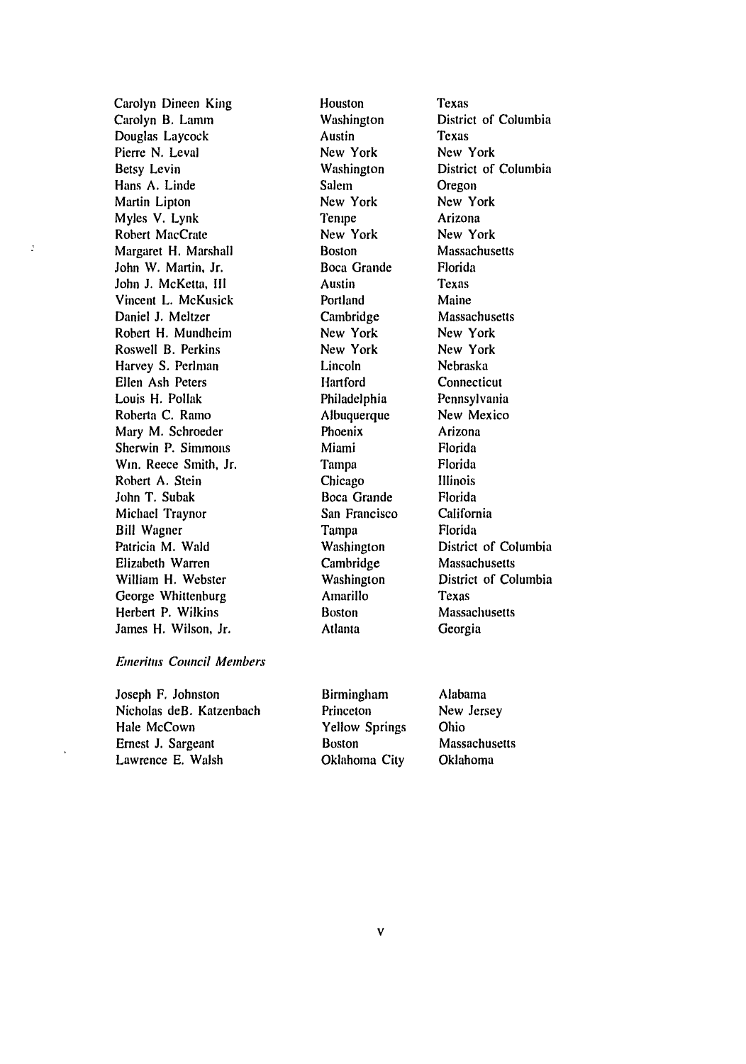| | | |
|---|---|---|
| Carolyn Dineen King | Houston | Texas |
| Carolyn B. Lamm | Washington | District of Columbia |
| Douglas Laycock | Austin | Texas |
| Pierre N. Leval | New York | New York |
| Betsy Levin | Washington | District of Columbia |
| Hans A. Linde | Salem | Oregon |
| Martin Lipton | New York | New York |
| Myles V. Lynk | Tempe | Arizona |
| Robert MacCrate | New York | New York |
| Margaret H. Marshall | Boston | Massachusetts |
| John W. Martin, Jr. | Boca Grande | Florida |
| John J. McKetta, III | Austin | Texas |
| Vincent L. McKusick | Portland | Maine |
| Daniel J. Meltzer | Cambridge | Massachusetts |
| Robert H. Mundheim | New York | New York |
| Roswell B. Perkins | New York | New York |
| Harvey S. Perlman | Lincoln | Nebraska |
| Ellen Ash Peters | Hartford | Connecticut |
| Louis H. Pollak | Philadelphia | Pennsylvania |
| Roberta C. Ramo | Albuquerque | New Mexico |
| Mary M. Schroeder | Phoenix | Arizona |
| Sherwin P. Simmons | Miami | Florida |
| Wm. Reece Smith, Jr. | Tampa | Florida |
| Robert A. Stein | Chicago | Illinois |
| John T. Subak | Boca Grande | Florida |
| Michael Traynor | San Francisco | California |
| Bill Wagner | Tampa | Florida |
| Patricia M. Wald | Washington | District of Columbia |
| Elizabeth Warren | Cambridge | Massachusetts |
| William H. Webster | Washington | District of Columbia |
| George Whittenburg | Amarillo | Texas |
| Herbert P. Wilkins | Boston | Massachusetts |
| James H. Wilson, Jr. | Atlanta | Georgia |

*Emeritus Council Members*

| | | |
|---|---|---|
| Joseph F. Johnston | Birmingham | Alabama |
| Nicholas deB. Katzenbach | Princeton | New Jersey |
| Hale McCown | Yellow Springs | Ohio |
| Ernest J. Sargeant | Boston | Massachusetts |
| Lawrence E. Walsh | Oklahoma City | Oklahoma |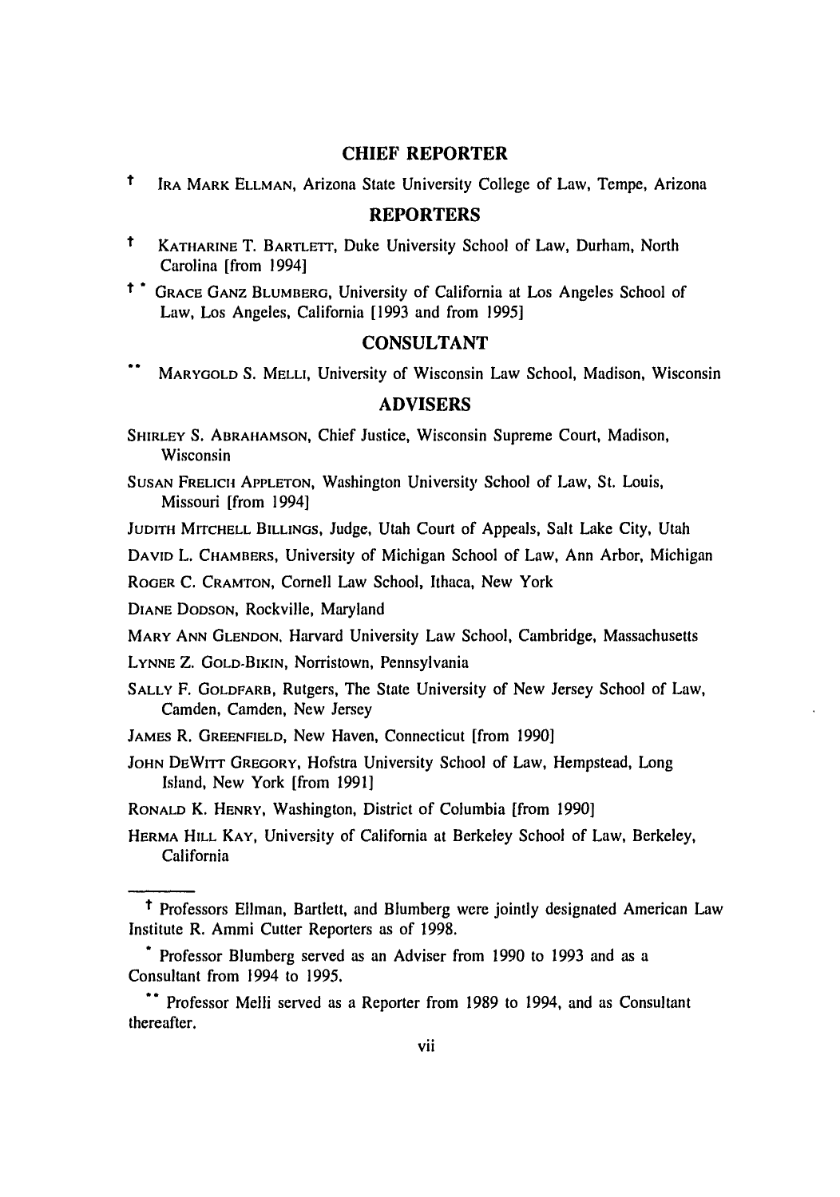## CHIEF REPORTER

† IRA MARK ELLMAN, Arizona State University College of Law, Tempe, Arizona

## REPORTERS

† KATHARINE T. BARTLETT, Duke University School of Law, Durham, North Carolina [from 1994]

† * GRACE GANZ BLUMBERG, University of California at Los Angeles School of Law, Los Angeles, California [1993 and from 1995]

## CONSULTANT

** MARYGOLD S. MELLI, University of Wisconsin Law School, Madison, Wisconsin

## ADVISERS

SHIRLEY S. ABRAHAMSON, Chief Justice, Wisconsin Supreme Court, Madison, Wisconsin

SUSAN FRELICH APPLETON, Washington University School of Law, St. Louis, Missouri [from 1994]

JUDITH MITCHELL BILLINGS, Judge, Utah Court of Appeals, Salt Lake City, Utah

DAVID L. CHAMBERS, University of Michigan School of Law, Ann Arbor, Michigan

ROGER C. CRAMTON, Cornell Law School, Ithaca, New York

DIANE DODSON, Rockville, Maryland

MARY ANN GLENDON, Harvard University Law School, Cambridge, Massachusetts

LYNNE Z. GOLD-BIKIN, Norristown, Pennsylvania

SALLY F. GOLDFARB, Rutgers, The State University of New Jersey School of Law, Camden, Camden, New Jersey

JAMES R. GREENFIELD, New Haven, Connecticut [from 1990]

JOHN DEWITT GREGORY, Hofstra University School of Law, Hempstead, Long Island, New York [from 1991]

RONALD K. HENRY, Washington, District of Columbia [from 1990]

HERMA HILL KAY, University of California at Berkeley School of Law, Berkeley, California

---

† Professors Ellman, Bartlett, and Blumberg were jointly designated American Law Institute R. Ammi Cutter Reporters as of 1998.

* Professor Blumberg served as an Adviser from 1990 to 1993 and as a Consultant from 1994 to 1995.

** Professor Melli served as a Reporter from 1989 to 1994, and as Consultant thereafter.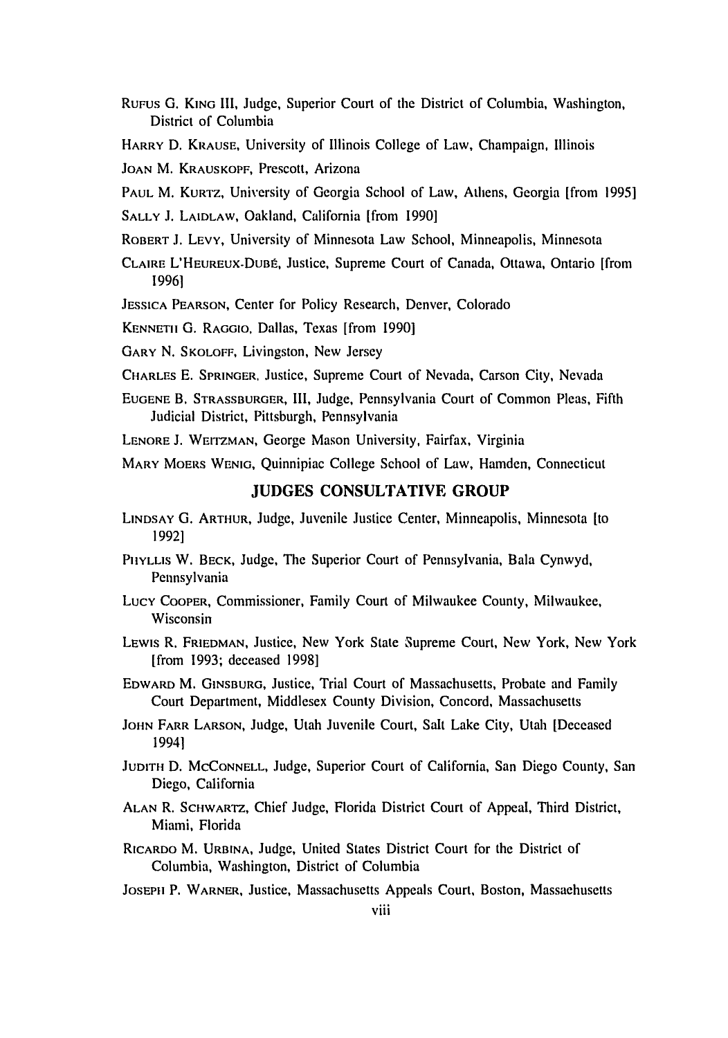RUFUS G. KING III, Judge, Superior Court of the District of Columbia, Washington, District of Columbia

HARRY D. KRAUSE, University of Illinois College of Law, Champaign, Illinois

JOAN M. KRAUSKOPF, Prescott, Arizona

PAUL M. KURTZ, University of Georgia School of Law, Athens, Georgia [from 1995]

SALLY J. LAIDLAW, Oakland, California [from 1990]

ROBERT J. LEVY, University of Minnesota Law School, Minneapolis, Minnesota

CLAIRE L'HEUREUX-DUBÉ, Justice, Supreme Court of Canada, Ottawa, Ontario [from 1996]

JESSICA PEARSON, Center for Policy Research, Denver, Colorado

KENNETH G. RAGGIO, Dallas, Texas [from 1990]

GARY N. SKOLOFF, Livingston, New Jersey

CHARLES E. SPRINGER, Justice, Supreme Court of Nevada, Carson City, Nevada

EUGENE B. STRASSBURGER, III, Judge, Pennsylvania Court of Common Pleas, Fifth Judicial District, Pittsburgh, Pennsylvania

LENORE J. WEITZMAN, George Mason University, Fairfax, Virginia

MARY MOERS WENIG, Quinnipiac College School of Law, Hamden, Connecticut

## JUDGES CONSULTATIVE GROUP

LINDSAY G. ARTHUR, Judge, Juvenile Justice Center, Minneapolis, Minnesota [to 1992]

PHYLLIS W. BECK, Judge, The Superior Court of Pennsylvania, Bala Cynwyd, Pennsylvania

LUCY COOPER, Commissioner, Family Court of Milwaukee County, Milwaukee, Wisconsin

LEWIS R. FRIEDMAN, Justice, New York State Supreme Court, New York, New York [from 1993; deceased 1998]

EDWARD M. GINSBURG, Justice, Trial Court of Massachusetts, Probate and Family Court Department, Middlesex County Division, Concord, Massachusetts

JOHN FARR LARSON, Judge, Utah Juvenile Court, Salt Lake City, Utah [Deceased 1994]

JUDITH D. MCCONNELL, Judge, Superior Court of California, San Diego County, San Diego, California

ALAN R. SCHWARTZ, Chief Judge, Florida District Court of Appeal, Third District, Miami, Florida

RICARDO M. URBINA, Judge, United States District Court for the District of Columbia, Washington, District of Columbia

JOSEPH P. WARNER, Justice, Massachusetts Appeals Court, Boston, Massachusetts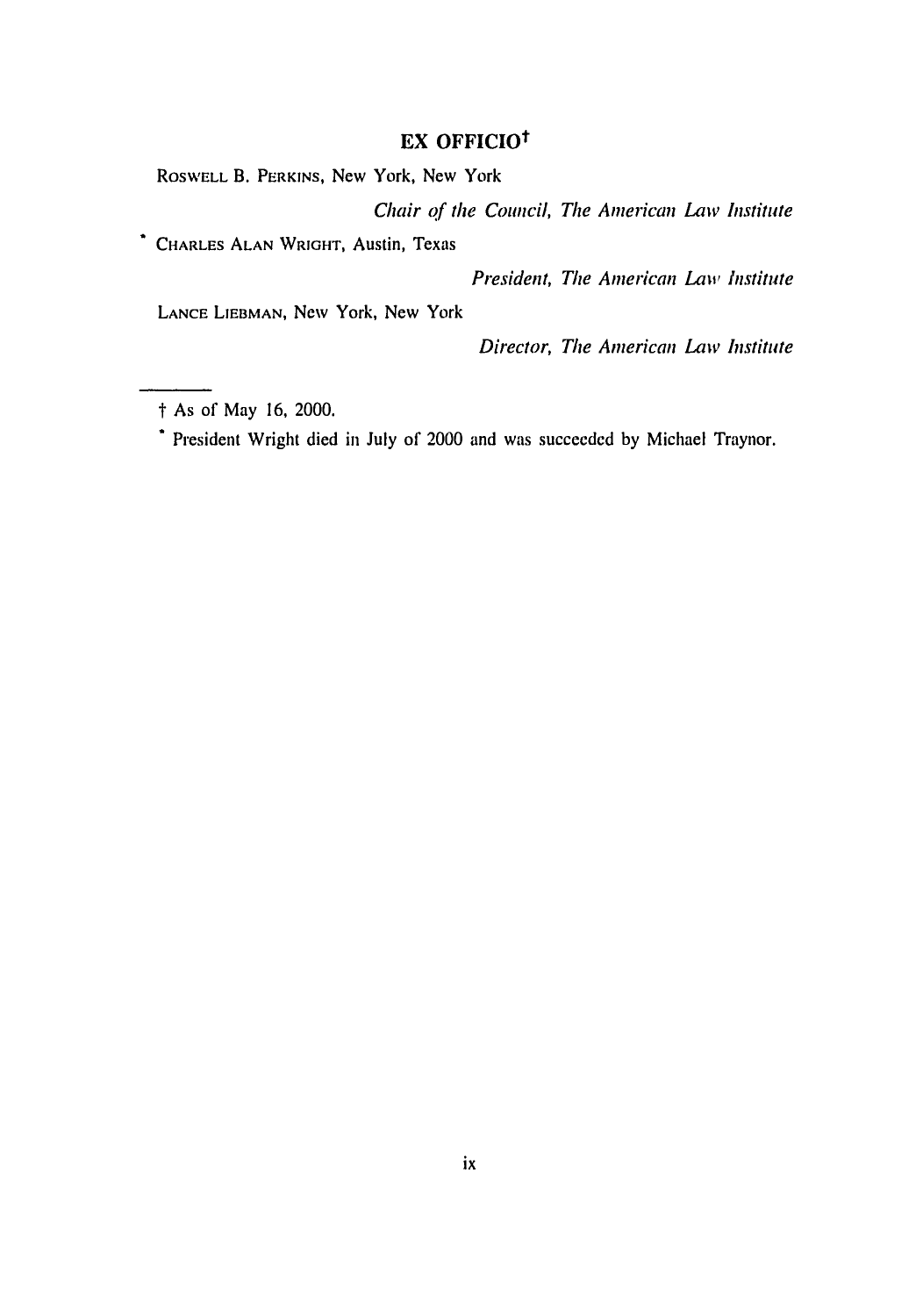## EX OFFICIO†

ROSWELL B. PERKINS, New York, New York

*Chair of the Council, The American Law Institute*

* CHARLES ALAN WRIGHT, Austin, Texas

*President, The American Law Institute*

LANCE LIEBMAN, New York, New York

*Director, The American Law Institute*

---

† As of May 16, 2000.

* President Wright died in July of 2000 and was succeeded by Michael Traynor.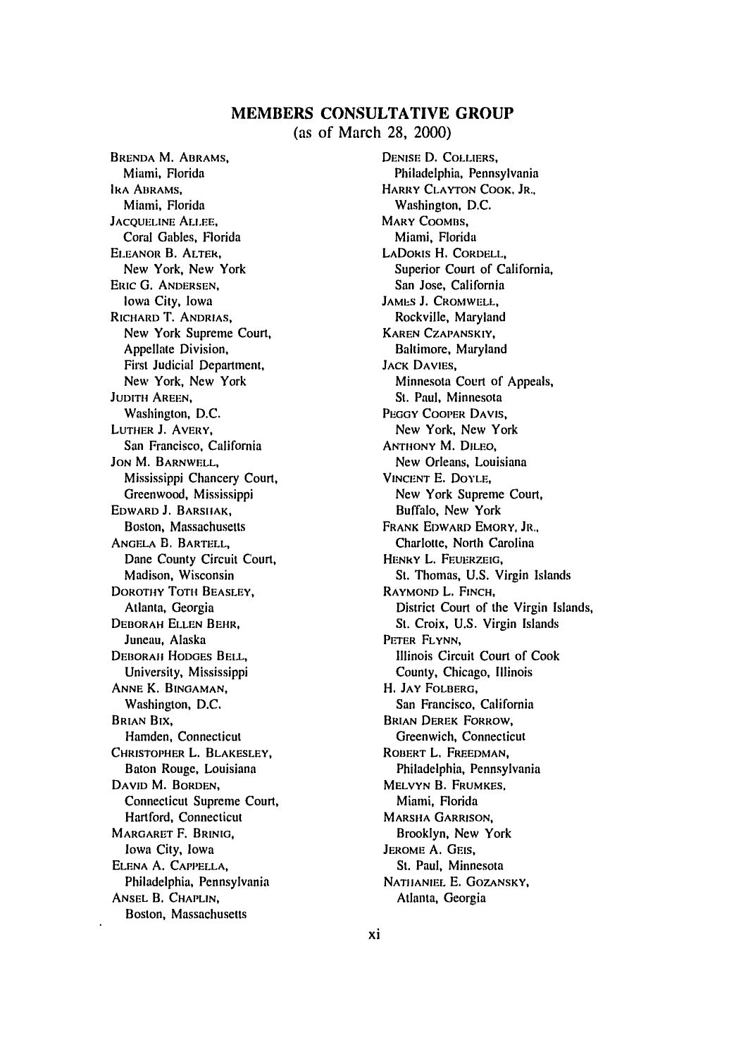## MEMBERS CONSULTATIVE GROUP

(as of March 28, 2000)

BRENDA M. ABRAMS,
Miami, Florida

IRA ABRAMS,
Miami, Florida

JACQUELINE ALLEE,
Coral Gables, Florida

ELEANOR B. ALTER,
New York, New York

ERIC G. ANDERSEN,
Iowa City, Iowa

RICHARD T. ANDRIAS,
New York Supreme Court,
Appellate Division,
First Judicial Department,
New York, New York

JUDITH AREEN,
Washington, D.C.

LUTHER J. AVERY,
San Francisco, California

JON M. BARNWELL,
Mississippi Chancery Court,
Greenwood, Mississippi

EDWARD J. BARSHAK,
Boston, Massachusetts

ANGELA B. BARTELL,
Dane County Circuit Court,
Madison, Wisconsin

DOROTHY TOTH BEASLEY,
Atlanta, Georgia

DEBORAH ELLEN BEHR,
Juneau, Alaska

DEBORAH HODGES BELL,
University, Mississippi

ANNE K. BINGAMAN,
Washington, D.C.

BRIAN BIX,
Hamden, Connecticut

CHRISTOPHER L. BLAKESLEY,
Baton Rouge, Louisiana

DAVID M. BORDEN,
Connecticut Supreme Court,
Hartford, Connecticut

MARGARET F. BRINIG,
Iowa City, Iowa

ELENA A. CAPPELLA,
Philadelphia, Pennsylvania

ANSEL B. CHAPLIN,
Boston, Massachusetts

DENISE D. COLLIERS,
Philadelphia, Pennsylvania

HARRY CLAYTON COOK, JR.,
Washington, D.C.

MARY COOMBS,
Miami, Florida

LADORIS H. CORDELL,
Superior Court of California,
San Jose, California

JAMES J. CROMWELL,
Rockville, Maryland

KAREN CZAPANSKIY,
Baltimore, Maryland

JACK DAVIES,
Minnesota Court of Appeals,
St. Paul, Minnesota

PEGGY COOPER DAVIS,
New York, New York

ANTHONY M. DILEO,
New Orleans, Louisiana

VINCENT E. DOYLE,
New York Supreme Court,
Buffalo, New York

FRANK EDWARD EMORY, JR.,
Charlotte, North Carolina

HENRY L. FEUERZEIG,
St. Thomas, U.S. Virgin Islands

RAYMOND L. FINCH,
District Court of the Virgin Islands,
St. Croix, U.S. Virgin Islands

PETER FLYNN,
Illinois Circuit Court of Cook
County, Chicago, Illinois

H. JAY FOLBERG,
San Francisco, California

BRIAN DEREK FORROW,
Greenwich, Connecticut

ROBERT L. FREEDMAN,
Philadelphia, Pennsylvania

MELVYN B. FRUMKES,
Miami, Florida

MARSHA GARRISON,
Brooklyn, New York

JEROME A. GEIS,
St. Paul, Minnesota

NATHANIEL E. GOZANSKY,
Atlanta, Georgia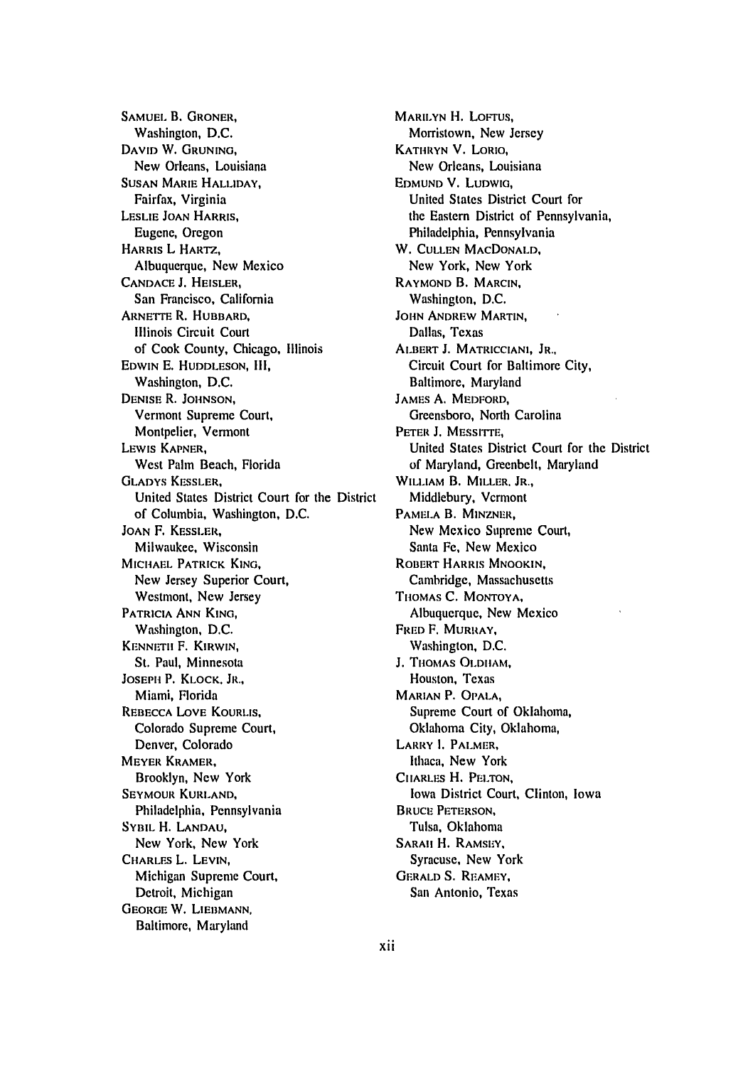SAMUEL B. GRONER,
Washington, D.C.

DAVID W. GRUNING,
New Orleans, Louisiana

SUSAN MARIE HALLIDAY,
Fairfax, Virginia

LESLIE JOAN HARRIS,
Eugene, Oregon

HARRIS L HARTZ,
Albuquerque, New Mexico

CANDACE J. HEISLER,
San Francisco, California

ARNETTE R. HUBBARD,
Illinois Circuit Court
of Cook County, Chicago, Illinois

EDWIN E. HUDDLESON, III,
Washington, D.C.

DENISE R. JOHNSON,
Vermont Supreme Court,
Montpelier, Vermont

LEWIS KAPNER,
West Palm Beach, Florida

GLADYS KESSLER,
United States District Court for the District
of Columbia, Washington, D.C.

JOAN F. KESSLER,
Milwaukee, Wisconsin

MICHAEL PATRICK KING,
New Jersey Superior Court,
Westmont, New Jersey

PATRICIA ANN KING,
Washington, D.C.

KENNETH F. KIRWIN,
St. Paul, Minnesota

JOSEPH P. KLOCK, JR.,
Miami, Florida

REBECCA LOVE KOURLIS,
Colorado Supreme Court,
Denver, Colorado

MEYER KRAMER,
Brooklyn, New York

SEYMOUR KURLAND,
Philadelphia, Pennsylvania

SYBIL H. LANDAU,
New York, New York

CHARLES L. LEVIN,
Michigan Supreme Court,
Detroit, Michigan

GEORGE W. LIEBMANN,
Baltimore, Maryland

MARILYN H. LOFTUS,
Morristown, New Jersey

KATHRYN V. LORIO,
New Orleans, Louisiana

EDMUND V. LUDWIG,
United States District Court for
the Eastern District of Pennsylvania,
Philadelphia, Pennsylvania

W. CULLEN MACDONALD,
New York, New York

RAYMOND B. MARCIN,
Washington, D.C.

JOHN ANDREW MARTIN,
Dallas, Texas

ALBERT J. MATRICCIANI, JR.,
Circuit Court for Baltimore City,
Baltimore, Maryland

JAMES A. MEDFORD,
Greensboro, North Carolina

PETER J. MESSITTE,
United States District Court for the District
of Maryland, Greenbelt, Maryland

WILLIAM B. MILLER, JR.,
Middlebury, Vermont

PAMELA B. MINZNER,
New Mexico Supreme Court,
Santa Fe, New Mexico

ROBERT HARRIS MNOOKIN,
Cambridge, Massachusetts

THOMAS C. MONTOYA,
Albuquerque, New Mexico

FRED F. MURRAY,
Washington, D.C.

J. THOMAS OLDHAM,
Houston, Texas

MARIAN P. OPALA,
Supreme Court of Oklahoma,
Oklahoma City, Oklahoma,

LARRY I. PALMER,
Ithaca, New York

CHARLES H. PELTON,
Iowa District Court, Clinton, Iowa

BRUCE PETERSON,
Tulsa, Oklahoma

SARAH H. RAMSEY,
Syracuse, New York

GERALD S. REAMEY,
San Antonio, Texas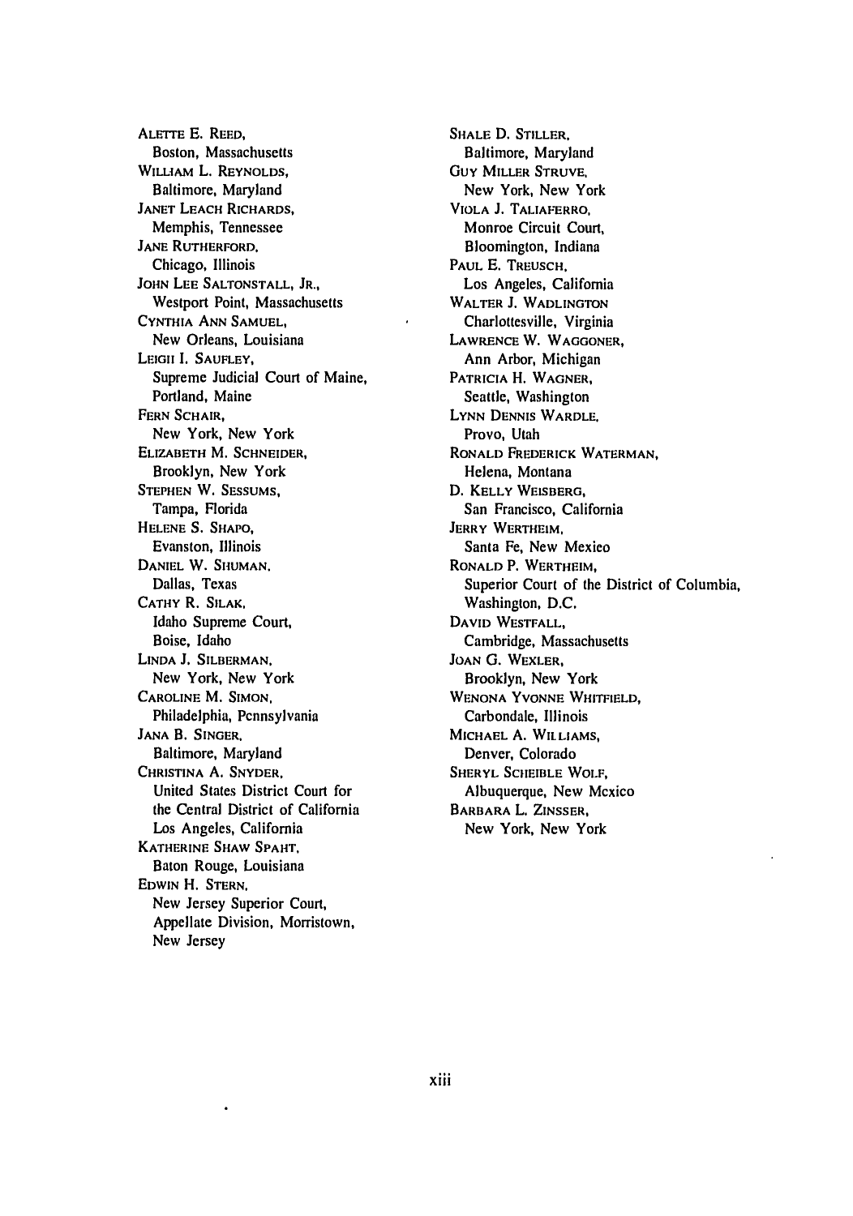ALETTE E. REED,
Boston, Massachusetts

WILLIAM L. REYNOLDS,
Baltimore, Maryland

JANET LEACH RICHARDS,
Memphis, Tennessee

JANE RUTHERFORD,
Chicago, Illinois

JOHN LEE SALTONSTALL, JR.,
Westport Point, Massachusetts

CYNTHIA ANN SAMUEL,
New Orleans, Louisiana

LEIGH I. SAUFLEY,
Supreme Judicial Court of Maine,
Portland, Maine

FERN SCHAIR,
New York, New York

ELIZABETH M. SCHNEIDER,
Brooklyn, New York

STEPHEN W. SESSUMS,
Tampa, Florida

HELENE S. SHAPO,
Evanston, Illinois

DANIEL W. SHUMAN,
Dallas, Texas

CATHY R. SILAK,
Idaho Supreme Court,
Boise, Idaho

LINDA J. SILBERMAN,
New York, New York

CAROLINE M. SIMON,
Philadelphia, Pennsylvania

JANA B. SINGER,
Baltimore, Maryland

CHRISTINA A. SNYDER,
United States District Court for
the Central District of California
Los Angeles, California

KATHERINE SHAW SPAHT,
Baton Rouge, Louisiana

EDWIN H. STERN,
New Jersey Superior Court,
Appellate Division, Morristown,
New Jersey

SHALE D. STILLER,
Baltimore, Maryland

GUY MILLER STRUVE,
New York, New York

VIOLA J. TALIAFERRO,
Monroe Circuit Court,
Bloomington, Indiana

PAUL E. TREUSCH,
Los Angeles, California

WALTER J. WADLINGTON
Charlottesville, Virginia

LAWRENCE W. WAGGONER,
Ann Arbor, Michigan

PATRICIA H. WAGNER,
Seattle, Washington

LYNN DENNIS WARDLE,
Provo, Utah

RONALD FREDERICK WATERMAN,
Helena, Montana

D. KELLY WEISBERG,
San Francisco, California

JERRY WERTHEIM,
Santa Fe, New Mexico

RONALD P. WERTHEIM,
Superior Court of the District of Columbia,
Washington, D.C.

DAVID WESTFALL,
Cambridge, Massachusetts

JOAN G. WEXLER,
Brooklyn, New York

WENONA YVONNE WHITFIELD,
Carbondale, Illinois

MICHAEL A. WILLIAMS,
Denver, Colorado

SHERYL SCHEIBLE WOLF,
Albuquerque, New Mexico

BARBARA L. ZINSSER,
New York, New York